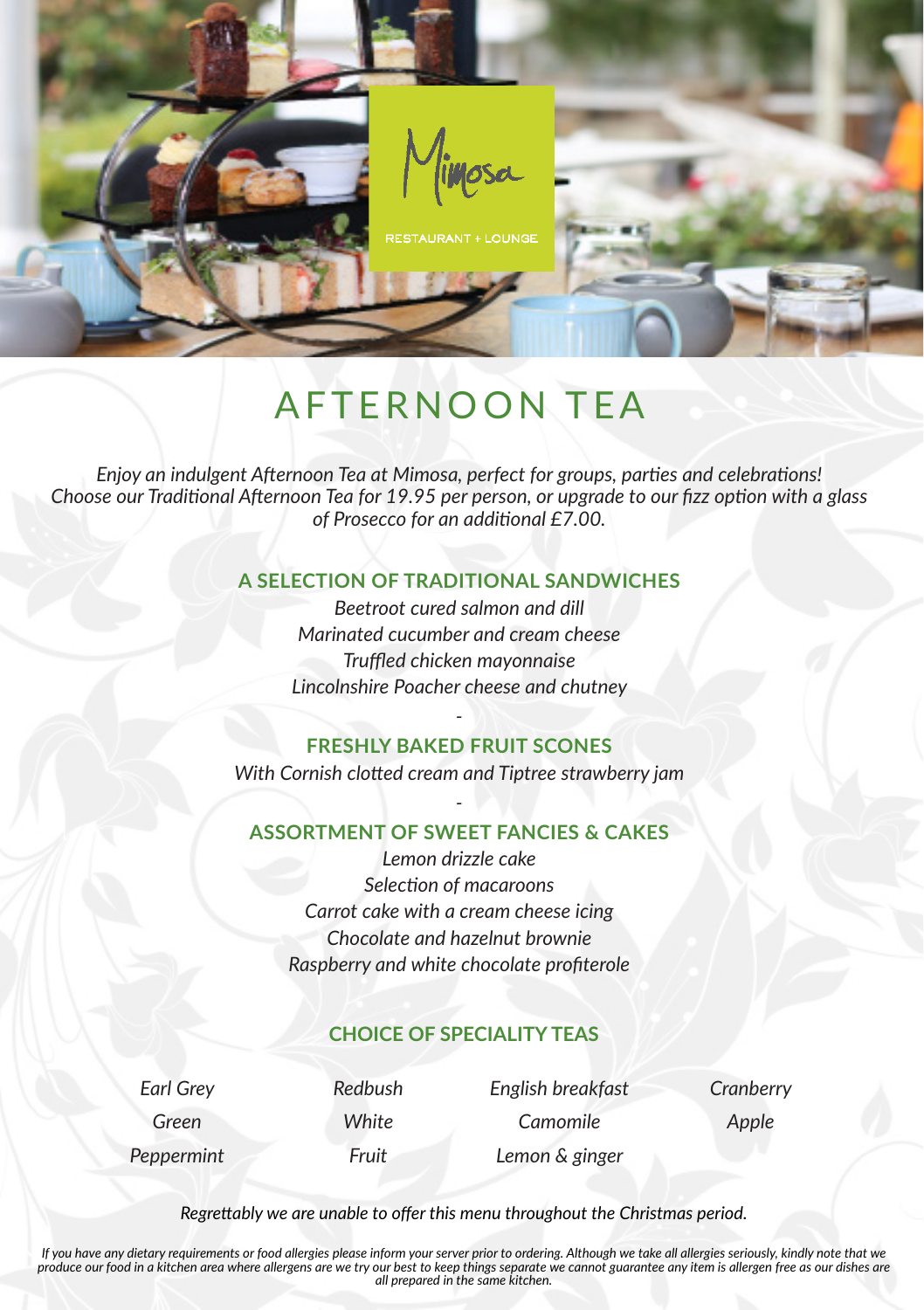Mimosa

RESTAURANT + LOUNGE

# AFTERNOON TEA

*Enjoy an indulgent Afternoon Tea at Mimosa, perfect for groups, parties and celebrations! Choose our Traditional Afternoon Tea for 19.95 per person, or upgrade to our fizz option with a glass of Prosecco for an additional £7.00.*

## A SELECTION OF TRADITIONAL SANDWICHES

*Beetroot cured salmon and dill*
*Marinated cucumber and cream cheese*
*Truffled chicken mayonnaise*
*Lincolnshire Poacher cheese and chutney*

-

## FRESHLY BAKED FRUIT SCONES

*With Cornish clotted cream and Tiptree strawberry jam*

-

## ASSORTMENT OF SWEET FANCIES & CAKES

*Lemon drizzle cake*
*Selection of macaroons*
*Carrot cake with a cream cheese icing*
*Chocolate and hazelnut brownie*
*Raspberry and white chocolate profiterole*

## CHOICE OF SPECIALITY TEAS

*Earl Grey*
*Green*
*Peppermint*
*Redbush*
*White*
*Fruit*
*English breakfast*
*Camomile*
*Lemon & ginger*
*Cranberry*
*Apple*

*Regrettably we are unable to offer this menu throughout the Christmas period.*

*If you have any dietary requirements or food allergies please inform your server prior to ordering. Although we take all allergies seriously, kindly note that we produce our food in a kitchen area where allergens are we try our best to keep things separate we cannot guarantee any item is allergen free as our dishes are all prepared in the same kitchen.*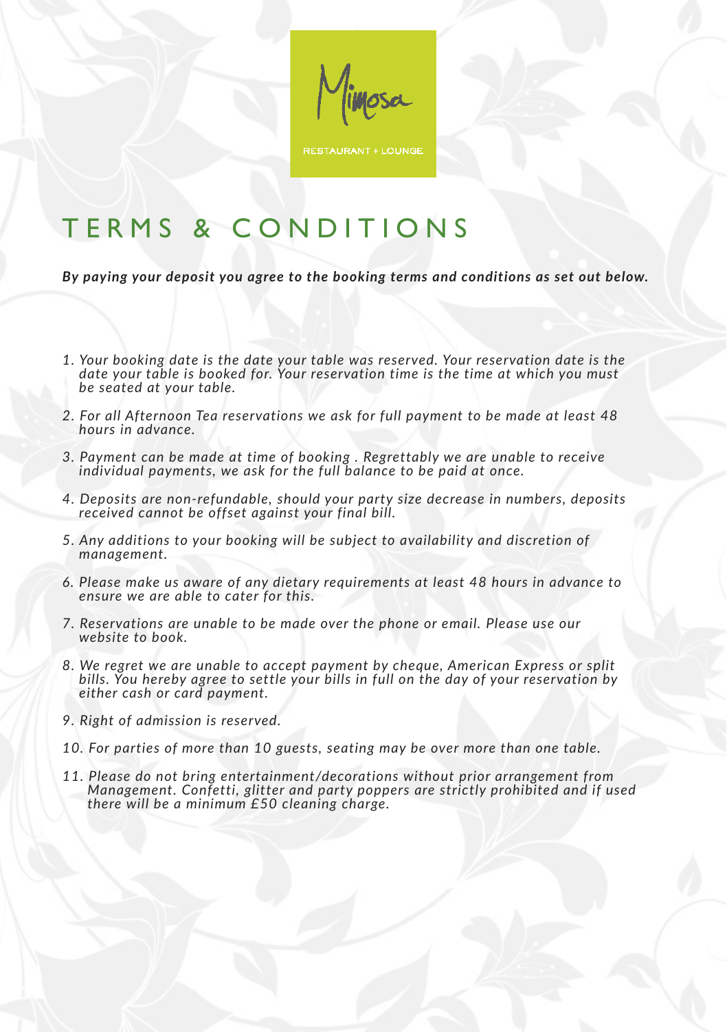Mimosa

RESTAURANT + LOUNGE

# TERMS & CONDITIONS

***By paying your deposit you agree to the booking terms and conditions as set out below.***

1. *Your booking date is the date your table was reserved. Your reservation date is the date your table is booked for. Your reservation time is the time at which you must be seated at your table.*

2. *For all Afternoon Tea reservations we ask for full payment to be made at least 48 hours in advance.*

3. *Payment can be made at time of booking . Regrettably we are unable to receive individual payments, we ask for the full balance to be paid at once.*

4. *Deposits are non-refundable, should your party size decrease in numbers, deposits received cannot be offset against your final bill.*

5. *Any additions to your booking will be subject to availability and discretion of management.*

6. *Please make us aware of any dietary requirements at least 48 hours in advance to ensure we are able to cater for this.*

7. *Reservations are unable to be made over the phone or email. Please use our website to book.*

8. *We regret we are unable to accept payment by cheque, American Express or split bills. You hereby agree to settle your bills in full on the day of your reservation by either cash or card payment.*

9. *Right of admission is reserved.*

10. *For parties of more than 10 guests, seating may be over more than one table.*

11. *Please do not bring entertainment/decorations without prior arrangement from Management. Confetti, glitter and party poppers are strictly prohibited and if used there will be a minimum £50 cleaning charge.*